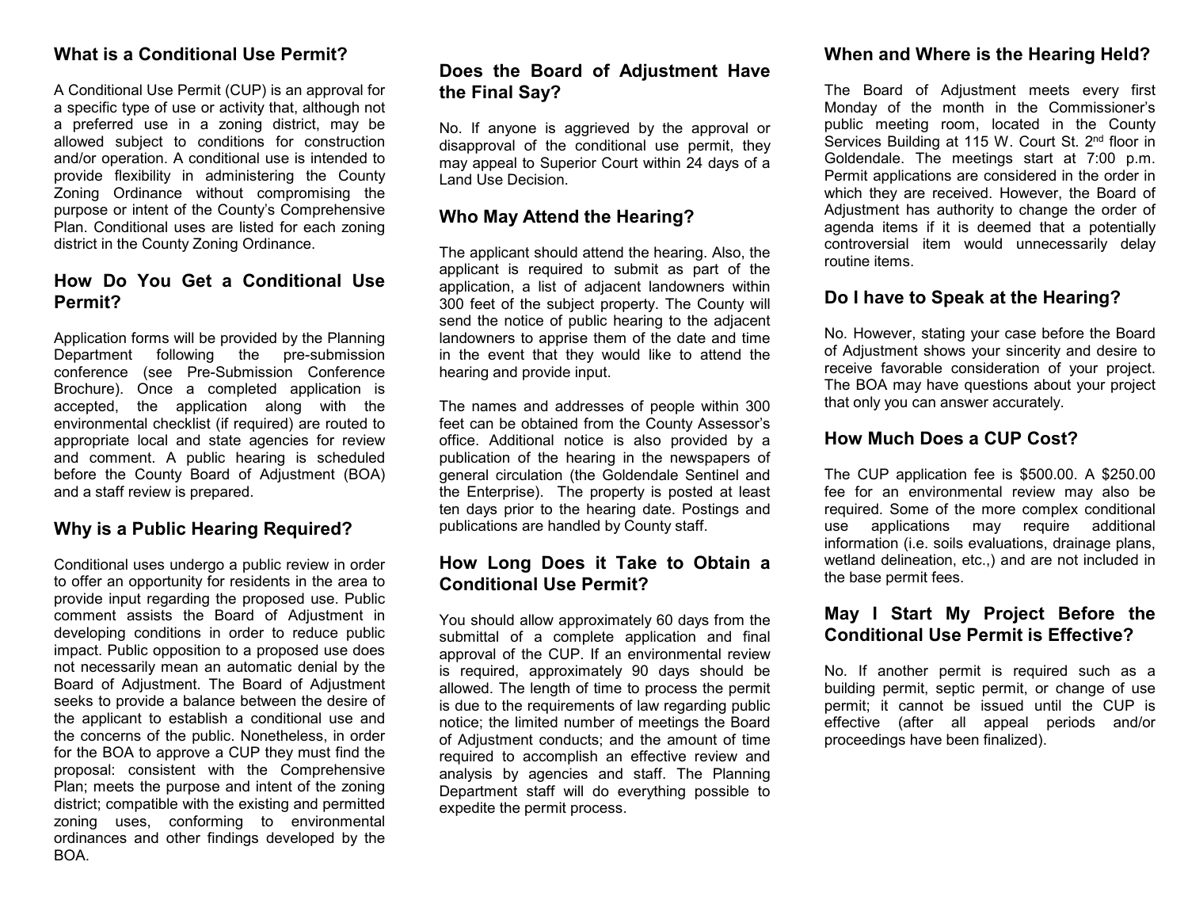## What is a Conditional Use Permit?

A Conditional Use Permit (CUP) is an approval for a specific type of use or activity that, although not a preferred use in a zoning district, may be allowed subject to conditions for construction and/or operation. A conditional use is intended to provide flexibility in administering the County Zoning Ordinance without compromising the purpose or intent of the County's Comprehensive Plan. Conditional uses are listed for each zoning district in the County Zoning Ordinance.

## How Do You Get a Conditional Use Permit?

Application forms will be provided by the Planning Department following the pre-submission conference (see Pre-Submission Conference Brochure). Once a completed application is accepted, the application along with the environmental checklist (if required) are routed to appropriate local and state agencies for review and comment. A public hearing is scheduled before the County Board of Adjustment (BOA) and a staff review is prepared.

## Why is a Public Hearing Required?

Conditional uses undergo a public review in order to offer an opportunity for residents in the area to provide input regarding the proposed use. Public comment assists the Board of Adjustment in developing conditions in order to reduce public impact. Public opposition to a proposed use does not necessarily mean an automatic denial by the Board of Adjustment. The Board of Adjustment seeks to provide a balance between the desire of the applicant to establish a conditional use and the concerns of the public. Nonetheless, in order for the BOA to approve a CUP they must find the proposal: consistent with the Comprehensive Plan; meets the purpose and intent of the zoning district; compatible with the existing and permitted zoning uses, conforming to environmental ordinances and other findings developed by the BOA.

## Does the Board of Adjustment Have the Final Say?

No. If anyone is aggrieved by the approval or disapproval of the conditional use permit, they may appeal to Superior Court within 24 days of a Land Use Decision.

## Who May Attend the Hearing?

The applicant should attend the hearing. Also, the applicant is required to submit as part of the application, a list of adjacent landowners within 300 feet of the subject property. The County will send the notice of public hearing to the adjacent landowners to apprise them of the date and time in the event that they would like to attend the hearing and provide input.

The names and addresses of people within 300 feet can be obtained from the County Assessor's office. Additional notice is also provided by a publication of the hearing in the newspapers of general circulation (the Goldendale Sentinel and the Enterprise). The property is posted at least ten days prior to the hearing date. Postings and publications are handled by County staff.

## How Long Does it Take to Obtain a Conditional Use Permit?

You should allow approximately 60 days from the submittal of a complete application and final approval of the CUP. If an environmental review is required, approximately 90 days should be allowed. The length of time to process the permit is due to the requirements of law regarding public notice; the limited number of meetings the Board of Adjustment conducts; and the amount of time required to accomplish an effective review and analysis by agencies and staff. The Planning Department staff will do everything possible to expedite the permit process.

## When and Where is the Hearing Held?

The Board of Adjustment meets every first Monday of the month in the Commissioner's public meeting room, located in the County Services Building at 115 W. Court St. 2nd floor in Goldendale. The meetings start at 7:00 p.m. Permit applications are considered in the order in which they are received. However, the Board of Adjustment has authority to change the order of agenda items if it is deemed that a potentially controversial item would unnecessarily delay routine items.

## Do I have to Speak at the Hearing?

No. However, stating your case before the Board of Adjustment shows your sincerity and desire to receive favorable consideration of your project. The BOA may have questions about your project that only you can answer accurately.

## How Much Does a CUP Cost?

The CUP application fee is $500.00. A $250.00 fee for an environmental review may also be required. Some of the more complex conditional use applications may require additional information (i.e. soils evaluations, drainage plans, wetland delineation, etc.,) and are not included in the base permit fees.

## May I Start My Project Before the Conditional Use Permit is Effective?

No. If another permit is required such as a building permit, septic permit, or change of use permit; it cannot be issued until the CUP is effective (after all appeal periods and/or proceedings have been finalized).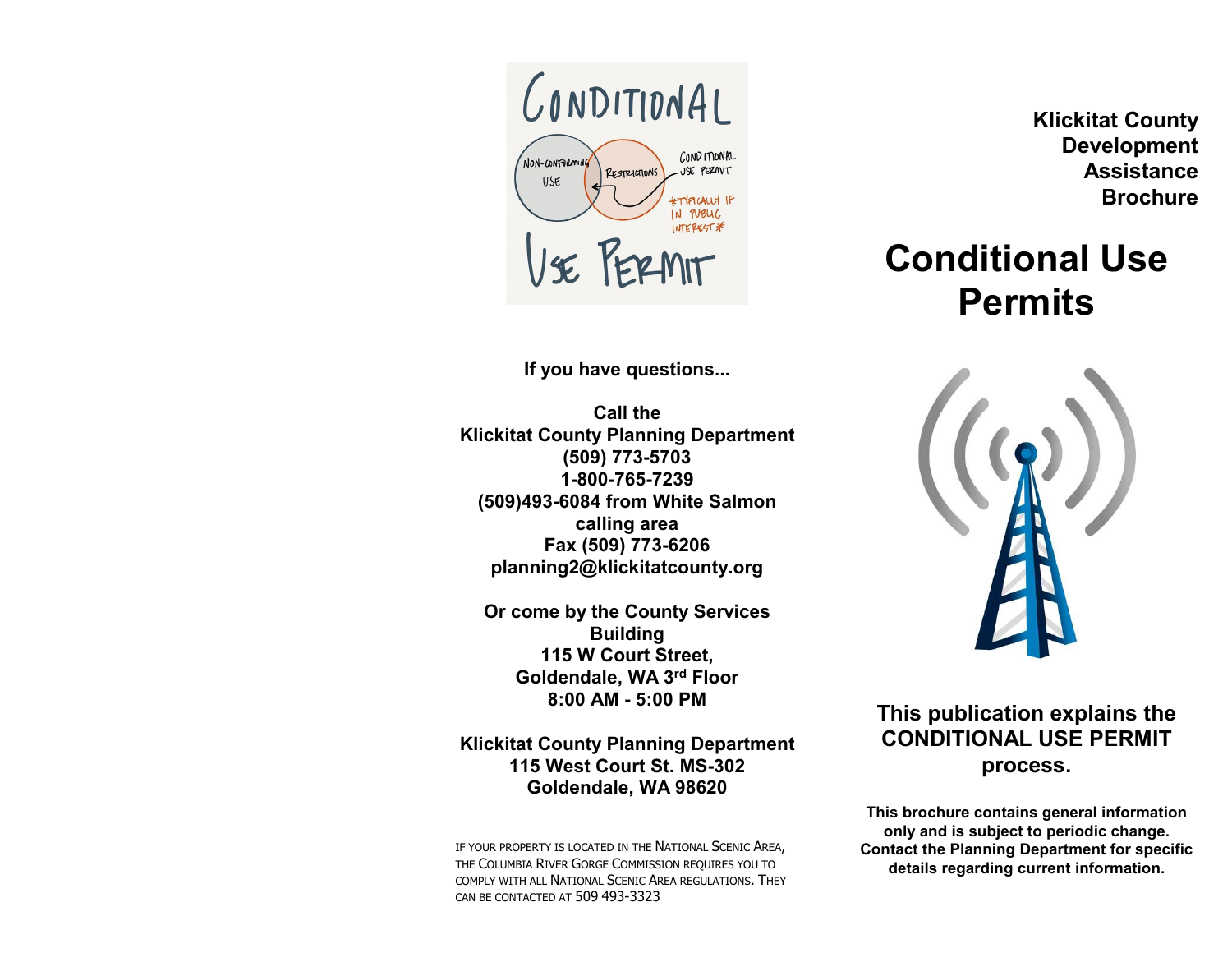**If you have questions...**

**Call the**
**Klickitat County Planning Department**
**(509) 773-5703**
**1-800-765-7239**
**(509)493-6084 from White Salmon calling area**
**Fax (509) 773-6206**
**planning2@klickitatcounty.org**

**Or come by the County Services Building**
**115 W Court Street,**
**Goldendale, WA 3rd Floor**
**8:00 AM - 5:00 PM**

**Klickitat County Planning Department**
**115 West Court St. MS-302**
**Goldendale, WA 98620**

If your property is located in the National Scenic Area, the Columbia River Gorge Commission requires you to comply with all National Scenic Area regulations. They can be contacted at 509 493-3323

**Klickitat County Development Assistance Brochure**

# Conditional Use Permits

## This publication explains the CONDITIONAL USE PERMIT process.

**This brochure contains general information only and is subject to periodic change. Contact the Planning Department for specific details regarding current information.**